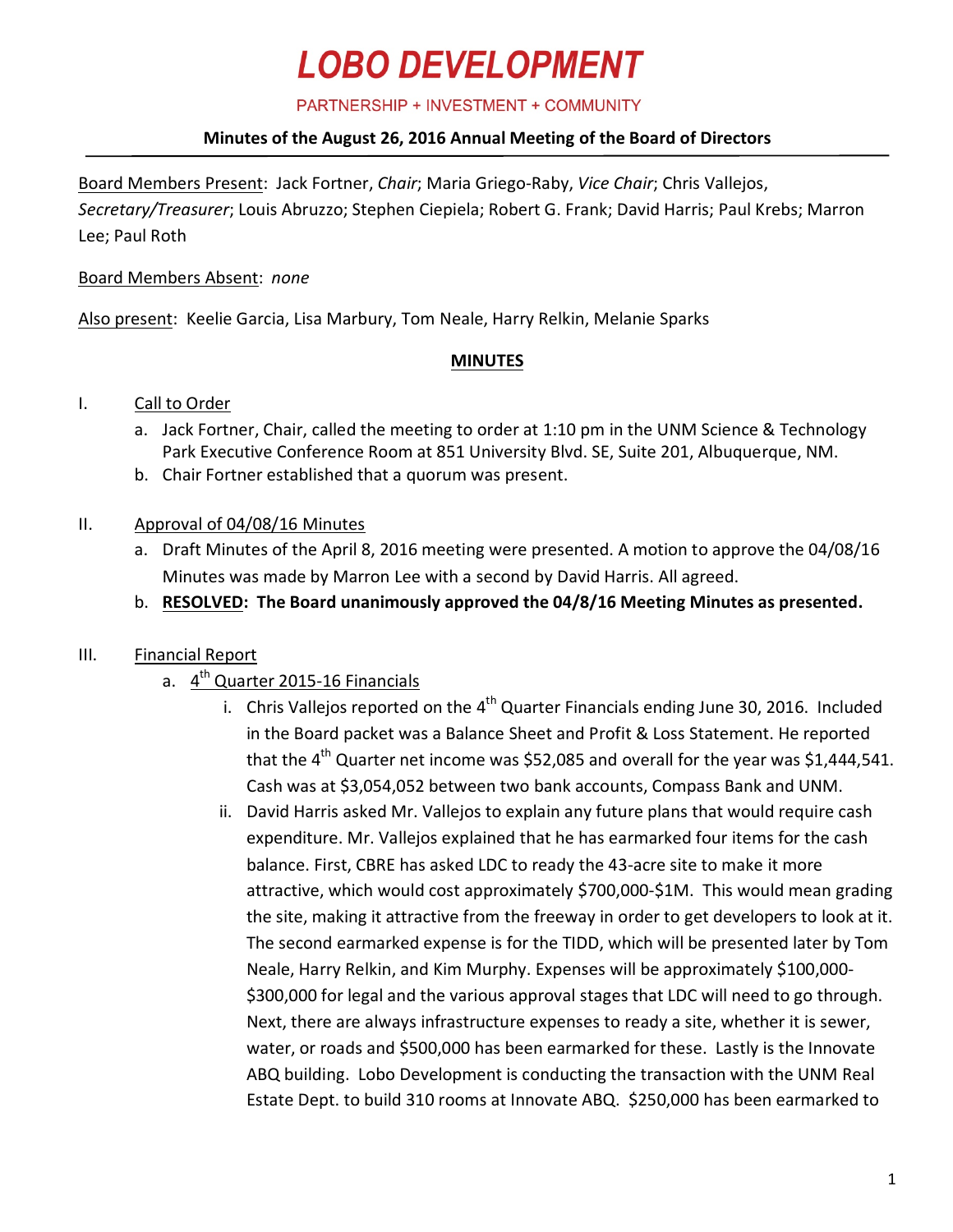# LOBO DEVELOPMENT

PARTNERSHIP + INVESTMENT + COMMUNITY

**Minutes of the August 26, 2016 Annual Meeting of the Board of Directors**

Board Members Present: Jack Fortner, *Chair*; Maria Griego-Raby, *Vice Chair*; Chris Vallejos, *Secretary/Treasurer*; Louis Abruzzo; Stephen Ciepiela; Robert G. Frank; David Harris; Paul Krebs; Marron Lee; Paul Roth

Board Members Absent: *none*

Also present: Keelie Garcia, Lisa Marbury, Tom Neale, Harry Relkin, Melanie Sparks

## MINUTES

I. Call to Order

a. Jack Fortner, Chair, called the meeting to order at 1:10 pm in the UNM Science & Technology Park Executive Conference Room at 851 University Blvd. SE, Suite 201, Albuquerque, NM.

b. Chair Fortner established that a quorum was present.

II. Approval of 04/08/16 Minutes

a. Draft Minutes of the April 8, 2016 meeting were presented. A motion to approve the 04/08/16 Minutes was made by Marron Lee with a second by David Harris. All agreed.

b. **RESOLVED: The Board unanimously approved the 04/8/16 Meeting Minutes as presented.**

III. Financial Report

a. 4th Quarter 2015-16 Financials

i. Chris Vallejos reported on the 4th Quarter Financials ending June 30, 2016. Included in the Board packet was a Balance Sheet and Profit & Loss Statement. He reported that the 4th Quarter net income was $52,085 and overall for the year was $1,444,541. Cash was at $3,054,052 between two bank accounts, Compass Bank and UNM.

ii. David Harris asked Mr. Vallejos to explain any future plans that would require cash expenditure. Mr. Vallejos explained that he has earmarked four items for the cash balance. First, CBRE has asked LDC to ready the 43-acre site to make it more attractive, which would cost approximately $700,000-$1M. This would mean grading the site, making it attractive from the freeway in order to get developers to look at it. The second earmarked expense is for the TIDD, which will be presented later by Tom Neale, Harry Relkin, and Kim Murphy. Expenses will be approximately $100,000-$300,000 for legal and the various approval stages that LDC will need to go through. Next, there are always infrastructure expenses to ready a site, whether it is sewer, water, or roads and $500,000 has been earmarked for these. Lastly is the Innovate ABQ building. Lobo Development is conducting the transaction with the UNM Real Estate Dept. to build 310 rooms at Innovate ABQ. $250,000 has been earmarked to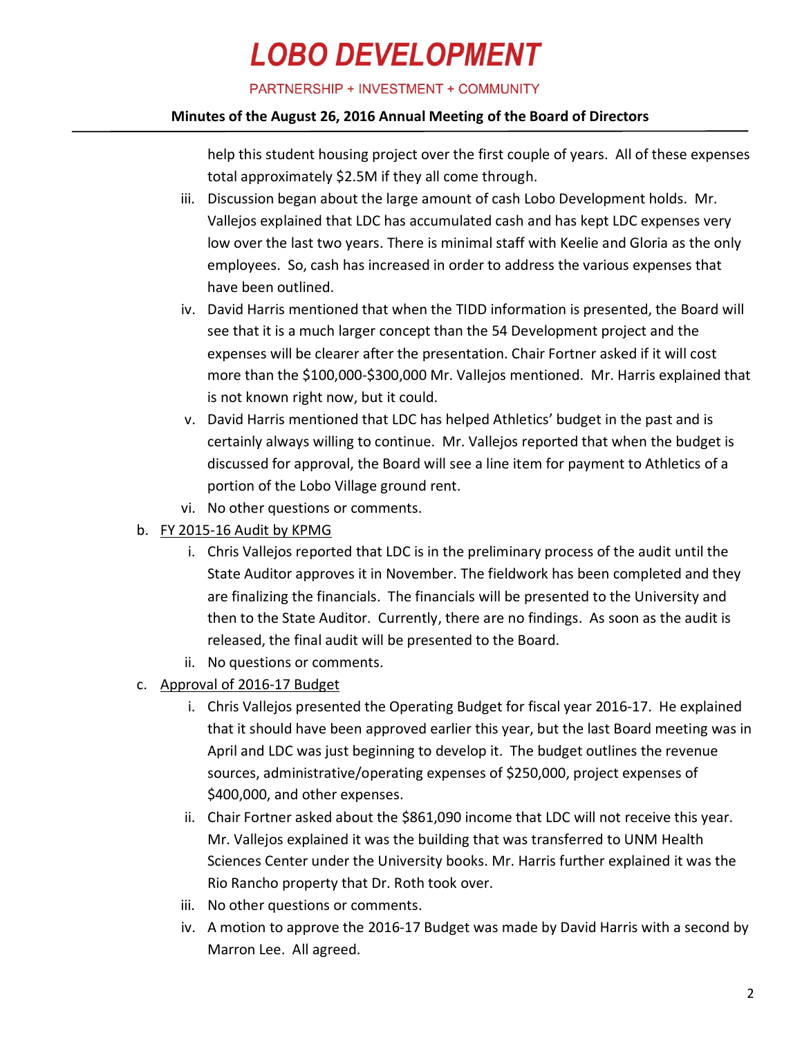help this student housing project over the first couple of years. All of these expenses total approximately $2.5M if they all come through.

iii. Discussion began about the large amount of cash Lobo Development holds. Mr. Vallejos explained that LDC has accumulated cash and has kept LDC expenses very low over the last two years. There is minimal staff with Keelie and Gloria as the only employees. So, cash has increased in order to address the various expenses that have been outlined.

iv. David Harris mentioned that when the TIDD information is presented, the Board will see that it is a much larger concept than the 54 Development project and the expenses will be clearer after the presentation. Chair Fortner asked if it will cost more than the $100,000-$300,000 Mr. Vallejos mentioned. Mr. Harris explained that is not known right now, but it could.

v. David Harris mentioned that LDC has helped Athletics' budget in the past and is certainly always willing to continue. Mr. Vallejos reported that when the budget is discussed for approval, the Board will see a line item for payment to Athletics of a portion of the Lobo Village ground rent.

vi. No other questions or comments.

b. <u>FY 2015-16 Audit by KPMG</u>

   i. Chris Vallejos reported that LDC is in the preliminary process of the audit until the State Auditor approves it in November. The fieldwork has been completed and they are finalizing the financials. The financials will be presented to the University and then to the State Auditor. Currently, there are no findings. As soon as the audit is released, the final audit will be presented to the Board.

   ii. No questions or comments.

c. <u>Approval of 2016-17 Budget</u>

   i. Chris Vallejos presented the Operating Budget for fiscal year 2016-17. He explained that it should have been approved earlier this year, but the last Board meeting was in April and LDC was just beginning to develop it. The budget outlines the revenue sources, administrative/operating expenses of $250,000, project expenses of $400,000, and other expenses.

   ii. Chair Fortner asked about the $861,090 income that LDC will not receive this year. Mr. Vallejos explained it was the building that was transferred to UNM Health Sciences Center under the University books. Mr. Harris further explained it was the Rio Rancho property that Dr. Roth took over.

   iii. No other questions or comments.

   iv. A motion to approve the 2016-17 Budget was made by David Harris with a second by Marron Lee. All agreed.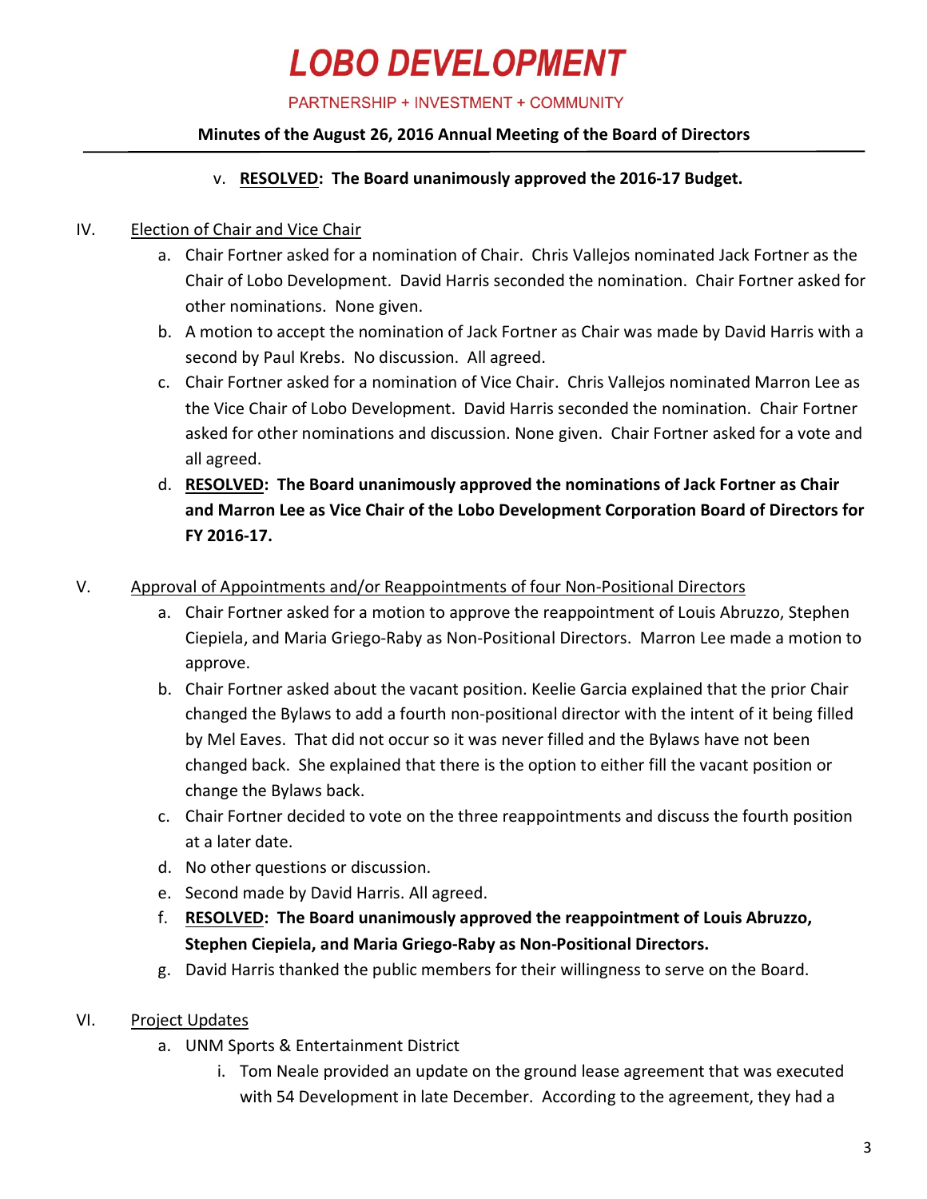v. **<u>RESOLVED</u>: The Board unanimously approved the 2016-17 Budget.**

IV. <u>Election of Chair and Vice Chair</u>

a. Chair Fortner asked for a nomination of Chair. Chris Vallejos nominated Jack Fortner as the Chair of Lobo Development. David Harris seconded the nomination. Chair Fortner asked for other nominations. None given.

b. A motion to accept the nomination of Jack Fortner as Chair was made by David Harris with a second by Paul Krebs. No discussion. All agreed.

c. Chair Fortner asked for a nomination of Vice Chair. Chris Vallejos nominated Marron Lee as the Vice Chair of Lobo Development. David Harris seconded the nomination. Chair Fortner asked for other nominations and discussion. None given. Chair Fortner asked for a vote and all agreed.

d. **<u>RESOLVED</u>: The Board unanimously approved the nominations of Jack Fortner as Chair and Marron Lee as Vice Chair of the Lobo Development Corporation Board of Directors for FY 2016-17.**

V. <u>Approval of Appointments and/or Reappointments of four Non-Positional Directors</u>

a. Chair Fortner asked for a motion to approve the reappointment of Louis Abruzzo, Stephen Ciepiela, and Maria Griego-Raby as Non-Positional Directors. Marron Lee made a motion to approve.

b. Chair Fortner asked about the vacant position. Keelie Garcia explained that the prior Chair changed the Bylaws to add a fourth non-positional director with the intent of it being filled by Mel Eaves. That did not occur so it was never filled and the Bylaws have not been changed back. She explained that there is the option to either fill the vacant position or change the Bylaws back.

c. Chair Fortner decided to vote on the three reappointments and discuss the fourth position at a later date.

d. No other questions or discussion.

e. Second made by David Harris. All agreed.

f. **<u>RESOLVED</u>: The Board unanimously approved the reappointment of Louis Abruzzo, Stephen Ciepiela, and Maria Griego-Raby as Non-Positional Directors.**

g. David Harris thanked the public members for their willingness to serve on the Board.

VI. <u>Project Updates</u>

a. UNM Sports & Entertainment District

i. Tom Neale provided an update on the ground lease agreement that was executed with 54 Development in late December. According to the agreement, they had a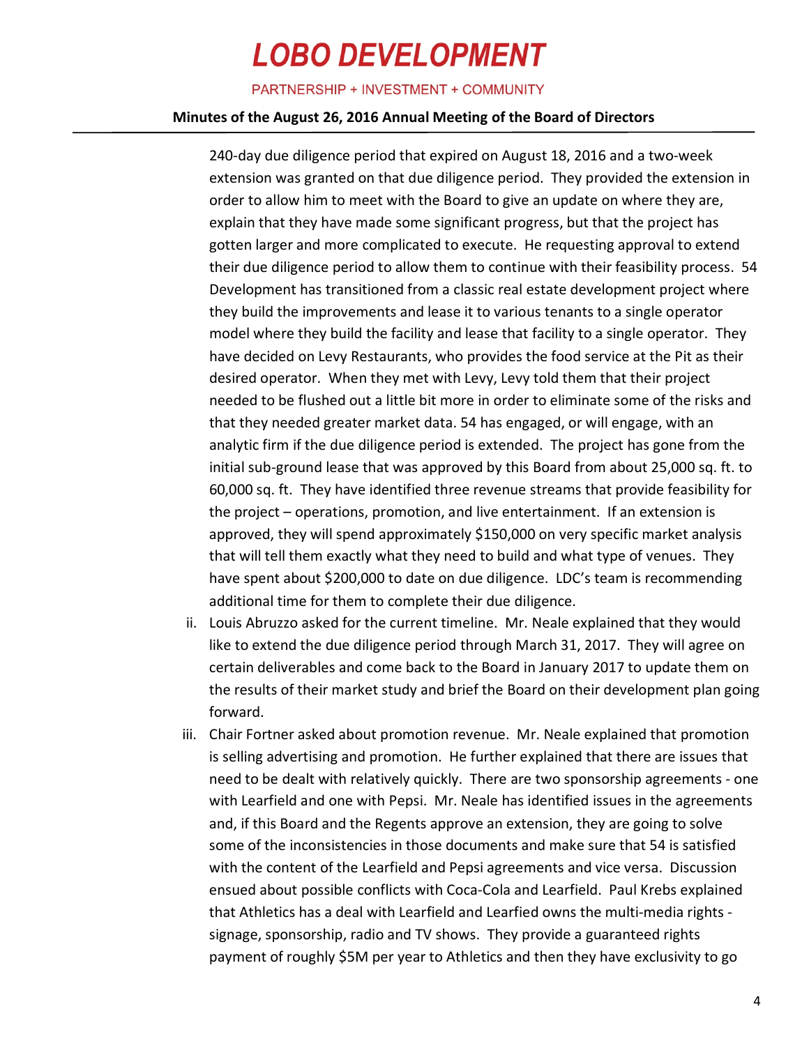240-day due diligence period that expired on August 18, 2016 and a two-week extension was granted on that due diligence period. They provided the extension in order to allow him to meet with the Board to give an update on where they are, explain that they have made some significant progress, but that the project has gotten larger and more complicated to execute. He requesting approval to extend their due diligence period to allow them to continue with their feasibility process. 54 Development has transitioned from a classic real estate development project where they build the improvements and lease it to various tenants to a single operator model where they build the facility and lease that facility to a single operator. They have decided on Levy Restaurants, who provides the food service at the Pit as their desired operator. When they met with Levy, Levy told them that their project needed to be flushed out a little bit more in order to eliminate some of the risks and that they needed greater market data. 54 has engaged, or will engage, with an analytic firm if the due diligence period is extended. The project has gone from the initial sub-ground lease that was approved by this Board from about 25,000 sq. ft. to 60,000 sq. ft. They have identified three revenue streams that provide feasibility for the project – operations, promotion, and live entertainment. If an extension is approved, they will spend approximately $150,000 on very specific market analysis that will tell them exactly what they need to build and what type of venues. They have spent about $200,000 to date on due diligence. LDC's team is recommending additional time for them to complete their due diligence.

ii. Louis Abruzzo asked for the current timeline. Mr. Neale explained that they would like to extend the due diligence period through March 31, 2017. They will agree on certain deliverables and come back to the Board in January 2017 to update them on the results of their market study and brief the Board on their development plan going forward.

iii. Chair Fortner asked about promotion revenue. Mr. Neale explained that promotion is selling advertising and promotion. He further explained that there are issues that need to be dealt with relatively quickly. There are two sponsorship agreements - one with Learfield and one with Pepsi. Mr. Neale has identified issues in the agreements and, if this Board and the Regents approve an extension, they are going to solve some of the inconsistencies in those documents and make sure that 54 is satisfied with the content of the Learfield and Pepsi agreements and vice versa. Discussion ensued about possible conflicts with Coca-Cola and Learfield. Paul Krebs explained that Athletics has a deal with Learfield and Learfied owns the multi-media rights - signage, sponsorship, radio and TV shows. They provide a guaranteed rights payment of roughly $5M per year to Athletics and then they have exclusivity to go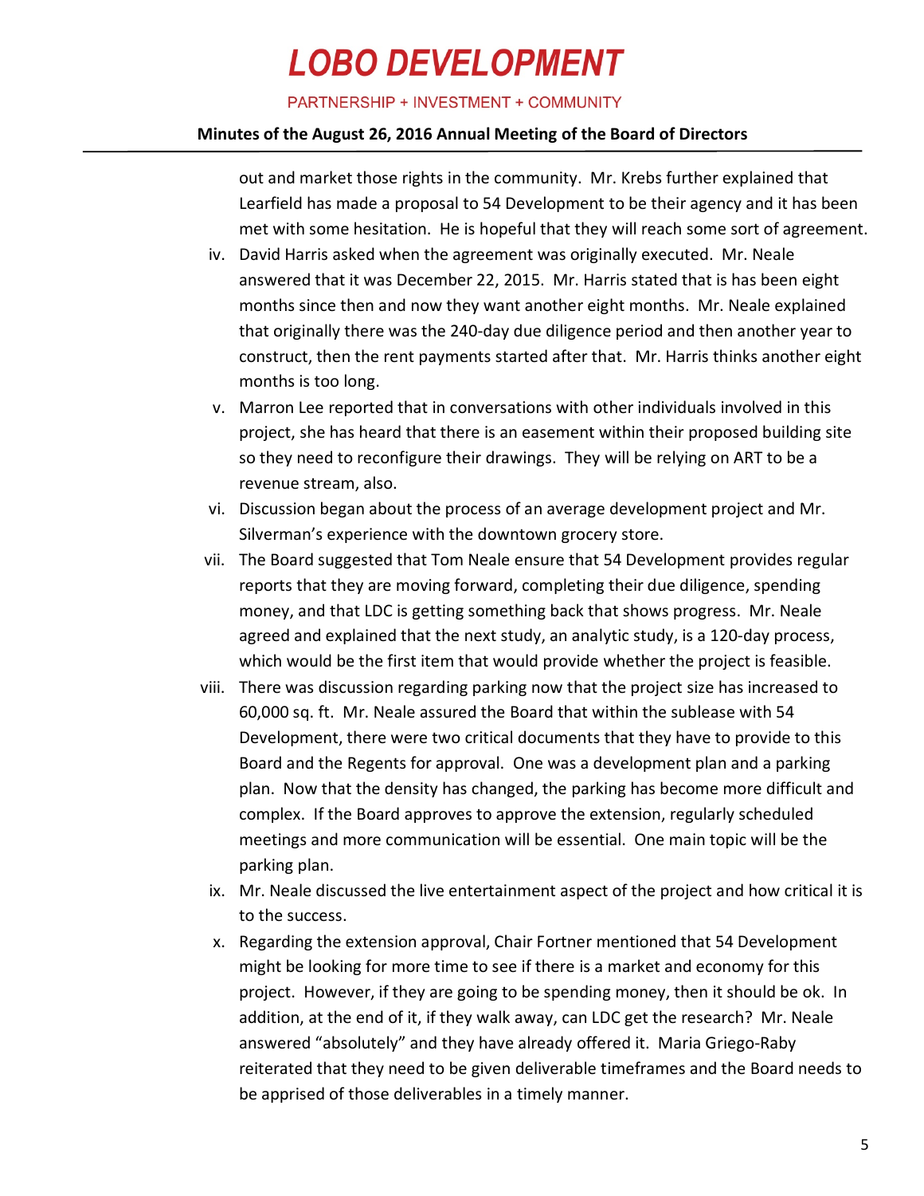out and market those rights in the community. Mr. Krebs further explained that Learfield has made a proposal to 54 Development to be their agency and it has been met with some hesitation. He is hopeful that they will reach some sort of agreement.

iv. David Harris asked when the agreement was originally executed. Mr. Neale answered that it was December 22, 2015. Mr. Harris stated that is has been eight months since then and now they want another eight months. Mr. Neale explained that originally there was the 240-day due diligence period and then another year to construct, then the rent payments started after that. Mr. Harris thinks another eight months is too long.

v. Marron Lee reported that in conversations with other individuals involved in this project, she has heard that there is an easement within their proposed building site so they need to reconfigure their drawings. They will be relying on ART to be a revenue stream, also.

vi. Discussion began about the process of an average development project and Mr. Silverman's experience with the downtown grocery store.

vii. The Board suggested that Tom Neale ensure that 54 Development provides regular reports that they are moving forward, completing their due diligence, spending money, and that LDC is getting something back that shows progress. Mr. Neale agreed and explained that the next study, an analytic study, is a 120-day process, which would be the first item that would provide whether the project is feasible.

viii. There was discussion regarding parking now that the project size has increased to 60,000 sq. ft. Mr. Neale assured the Board that within the sublease with 54 Development, there were two critical documents that they have to provide to this Board and the Regents for approval. One was a development plan and a parking plan. Now that the density has changed, the parking has become more difficult and complex. If the Board approves to approve the extension, regularly scheduled meetings and more communication will be essential. One main topic will be the parking plan.

ix. Mr. Neale discussed the live entertainment aspect of the project and how critical it is to the success.

x. Regarding the extension approval, Chair Fortner mentioned that 54 Development might be looking for more time to see if there is a market and economy for this project. However, if they are going to be spending money, then it should be ok. In addition, at the end of it, if they walk away, can LDC get the research? Mr. Neale answered "absolutely" and they have already offered it. Maria Griego-Raby reiterated that they need to be given deliverable timeframes and the Board needs to be apprised of those deliverables in a timely manner.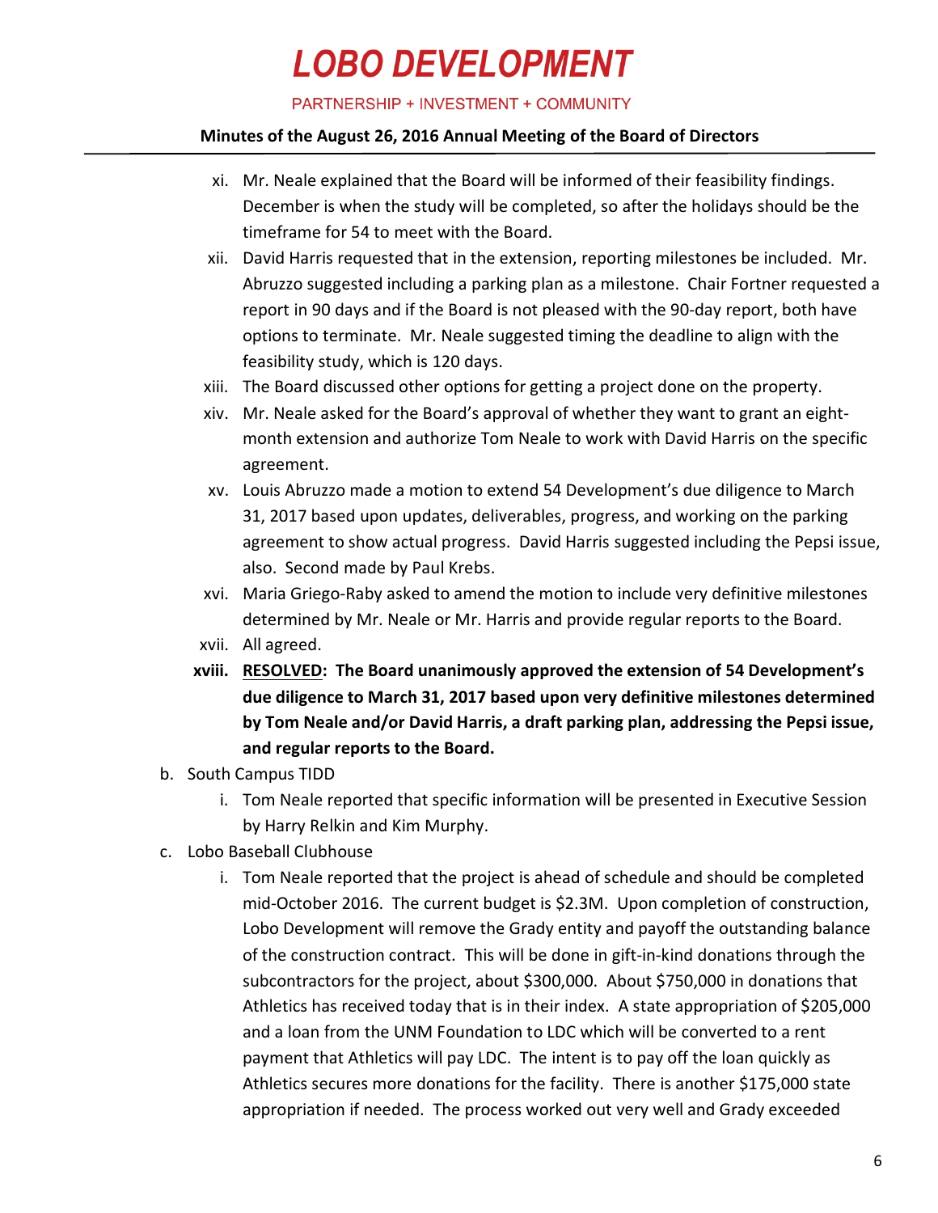xi. Mr. Neale explained that the Board will be informed of their feasibility findings. December is when the study will be completed, so after the holidays should be the timeframe for 54 to meet with the Board.

xii. David Harris requested that in the extension, reporting milestones be included. Mr. Abruzzo suggested including a parking plan as a milestone. Chair Fortner requested a report in 90 days and if the Board is not pleased with the 90-day report, both have options to terminate. Mr. Neale suggested timing the deadline to align with the feasibility study, which is 120 days.

xiii. The Board discussed other options for getting a project done on the property.

xiv. Mr. Neale asked for the Board's approval of whether they want to grant an eight-month extension and authorize Tom Neale to work with David Harris on the specific agreement.

xv. Louis Abruzzo made a motion to extend 54 Development's due diligence to March 31, 2017 based upon updates, deliverables, progress, and working on the parking agreement to show actual progress. David Harris suggested including the Pepsi issue, also. Second made by Paul Krebs.

xvi. Maria Griego-Raby asked to amend the motion to include very definitive milestones determined by Mr. Neale or Mr. Harris and provide regular reports to the Board.

xvii. All agreed.

xviii. **<u>RESOLVED</u>: The Board unanimously approved the extension of 54 Development's due diligence to March 31, 2017 based upon very definitive milestones determined by Tom Neale and/or David Harris, a draft parking plan, addressing the Pepsi issue, and regular reports to the Board.**

b. South Campus TIDD

i. Tom Neale reported that specific information will be presented in Executive Session by Harry Relkin and Kim Murphy.

c. Lobo Baseball Clubhouse

i. Tom Neale reported that the project is ahead of schedule and should be completed mid-October 2016. The current budget is $2.3M. Upon completion of construction, Lobo Development will remove the Grady entity and payoff the outstanding balance of the construction contract. This will be done in gift-in-kind donations through the subcontractors for the project, about $300,000. About $750,000 in donations that Athletics has received today that is in their index. A state appropriation of $205,000 and a loan from the UNM Foundation to LDC which will be converted to a rent payment that Athletics will pay LDC. The intent is to pay off the loan quickly as Athletics secures more donations for the facility. There is another $175,000 state appropriation if needed. The process worked out very well and Grady exceeded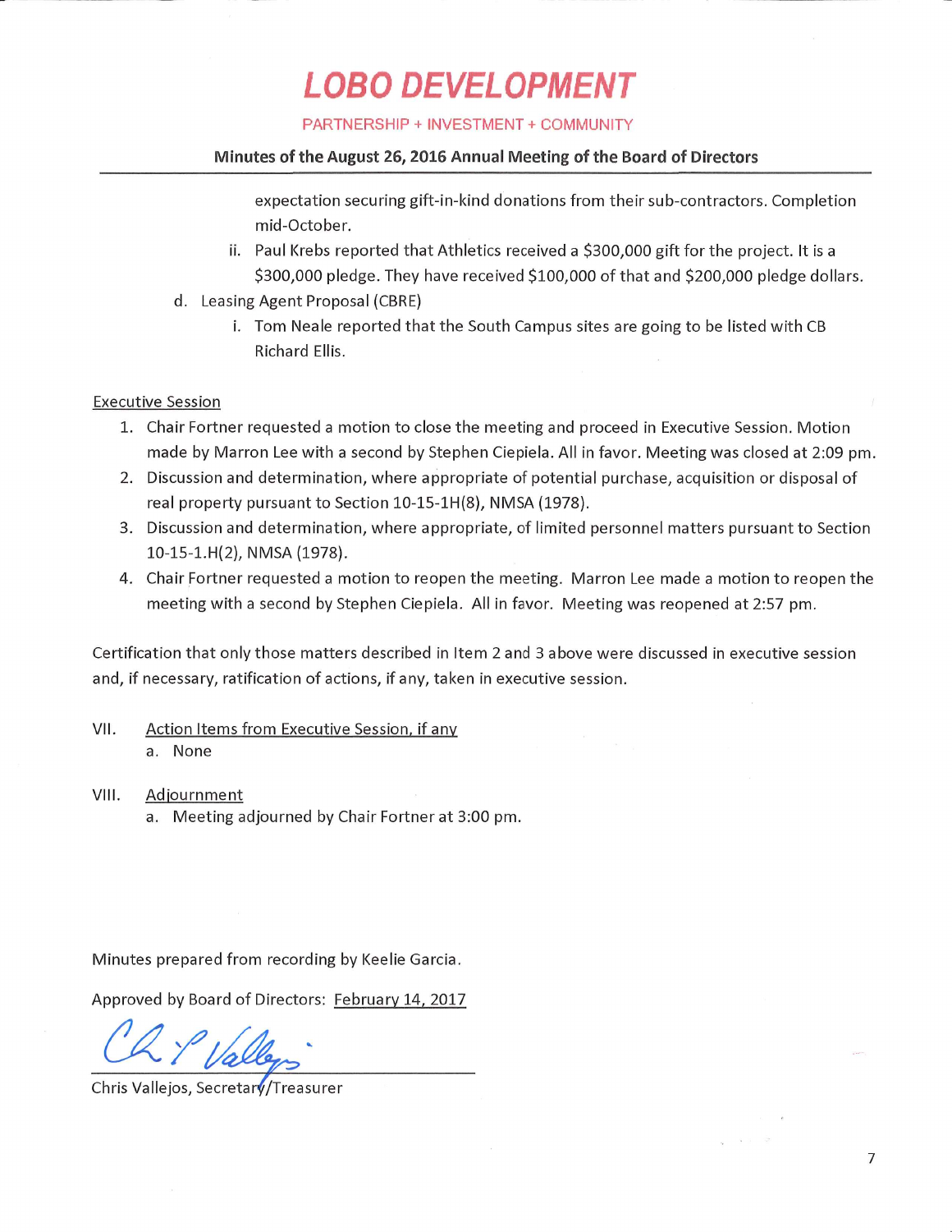# LOBO DEVELOPMENT

PARTNERSHIP + INVESTMENT + COMMUNITY

**Minutes of the August 26, 2016 Annual Meeting of the Board of Directors**

expectation securing gift-in-kind donations from their sub-contractors. Completion mid-October.

ii. Paul Krebs reported that Athletics received a $300,000 gift for the project. It is a $300,000 pledge. They have received $100,000 of that and $200,000 pledge dollars.

d. Leasing Agent Proposal (CBRE)

i. Tom Neale reported that the South Campus sites are going to be listed with CB Richard Ellis.

Executive Session

1. Chair Fortner requested a motion to close the meeting and proceed in Executive Session. Motion made by Marron Lee with a second by Stephen Ciepiela. All in favor. Meeting was closed at 2:09 pm.
2. Discussion and determination, where appropriate of potential purchase, acquisition or disposal of real property pursuant to Section 10-15-1H(8), NMSA (1978).
3. Discussion and determination, where appropriate, of limited personnel matters pursuant to Section 10-15-1.H(2), NMSA (1978).
4. Chair Fortner requested a motion to reopen the meeting. Marron Lee made a motion to reopen the meeting with a second by Stephen Ciepiela. All in favor. Meeting was reopened at 2:57 pm.

Certification that only those matters described in Item 2 and 3 above were discussed in executive session and, if necessary, ratification of actions, if any, taken in executive session.

VII. Action Items from Executive Session, if any

a. None

VIII. Adjournment

a. Meeting adjourned by Chair Fortner at 3:00 pm.

Minutes prepared from recording by Keelie Garcia.

Approved by Board of Directors: February 14, 2017

Chris Vallejos, Secretary/Treasurer